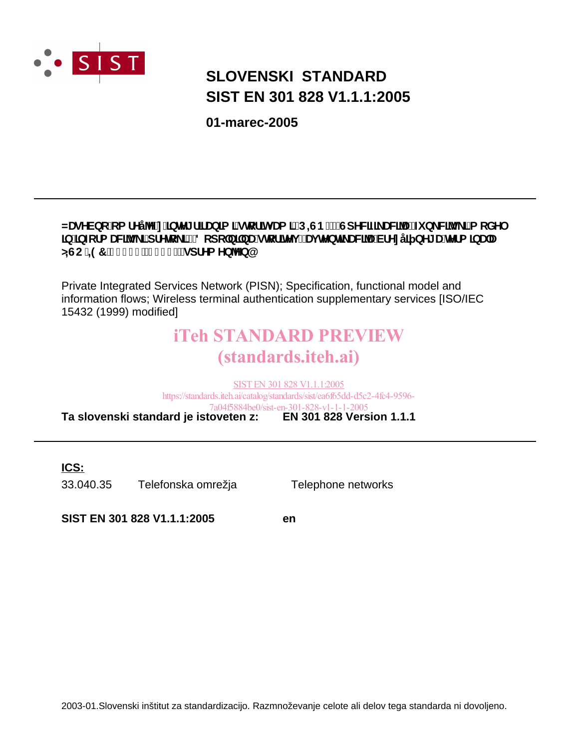# SLOVENSKI STANDARD
# SIST EN 301 828 V1.1.1:2005

**01-marec-2005**

---

**=DVHEQR RP UHåMH] LQWHJULUDQLP L VWRULWYDP L 3,61 6SHFLILNDFLMD IXQNFLMVNL PRGHO LQ LQIRUPDFLMVNL SUHWRNL 'RSROQLOQD VWRULWHY DYWHQWLNDFLMH EUH]åLþQHJD WHUPLQDOD >,62 ,(& VSUHPHQMHQ@**

Private Integrated Services Network (PISN); Specification, functional model and information flows; Wireless terminal authentication supplementary services [ISO/IEC 15432 (1999) modified]

iTeh STANDARD PREVIEW
(standards.iteh.ai)

SIST EN 301 828 V1.1.1:2005
https://standards.iteh.ai/catalog/standards/sist/ea6f65dd-d5c2-4fc4-9596-7a04f5884be0/sist-en-301-828-v1-1-1-2005

**Ta slovenski standard je istoveten z: EN 301 828 Version 1.1.1**

---

**ICS:**

| | | |
|---|---|---|
| 33.040.35 | Telefonska omrežja | Telephone networks |

**SIST EN 301 828 V1.1.1:2005** **en**

2003-01.Slovenski inštitut za standardizacijo. Razmnoževanje celote ali delov tega standarda ni dovoljeno.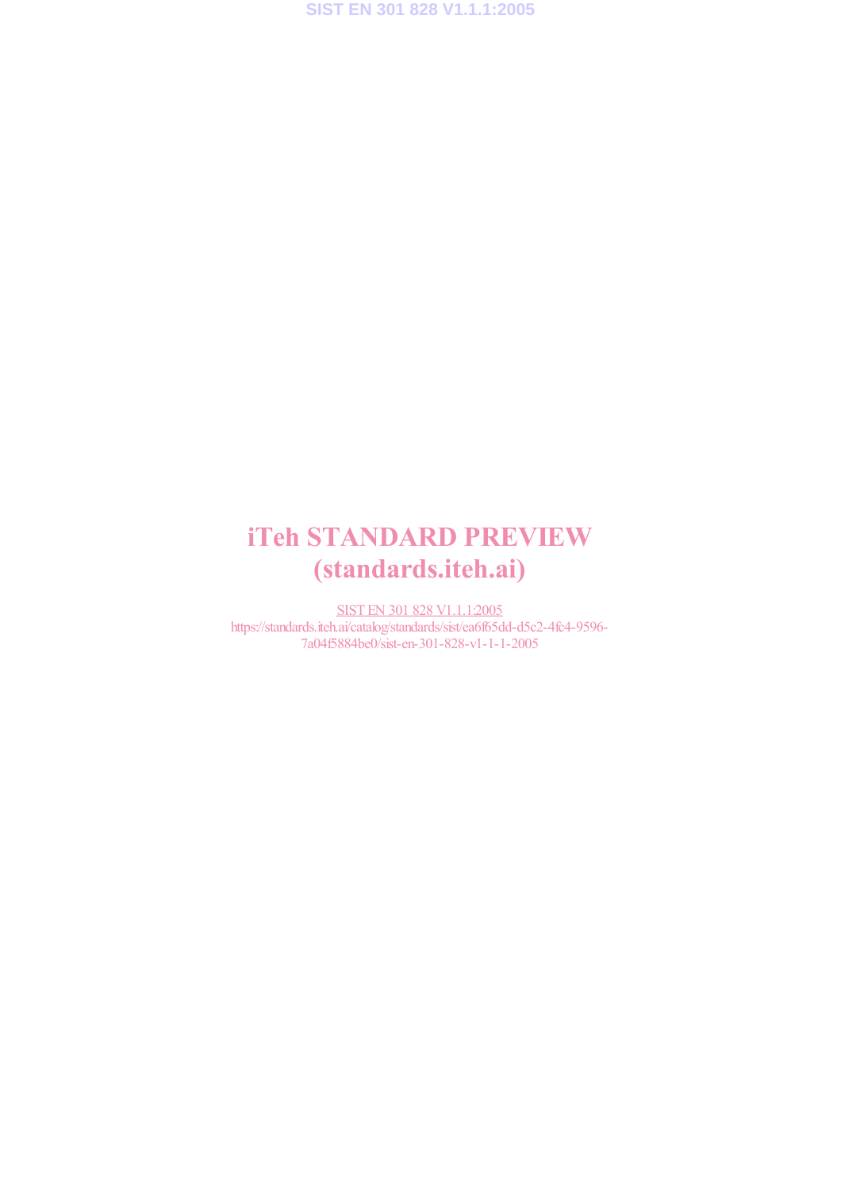iTeh STANDARD PREVIEW
(standards.iteh.ai)

SIST EN 301 828 V1.1.1:2005
https://standards.iteh.ai/catalog/standards/sist/ea6f65dd-d5c2-4fc4-9596-7a04f5884be0/sist-en-301-828-v1-1-1-2005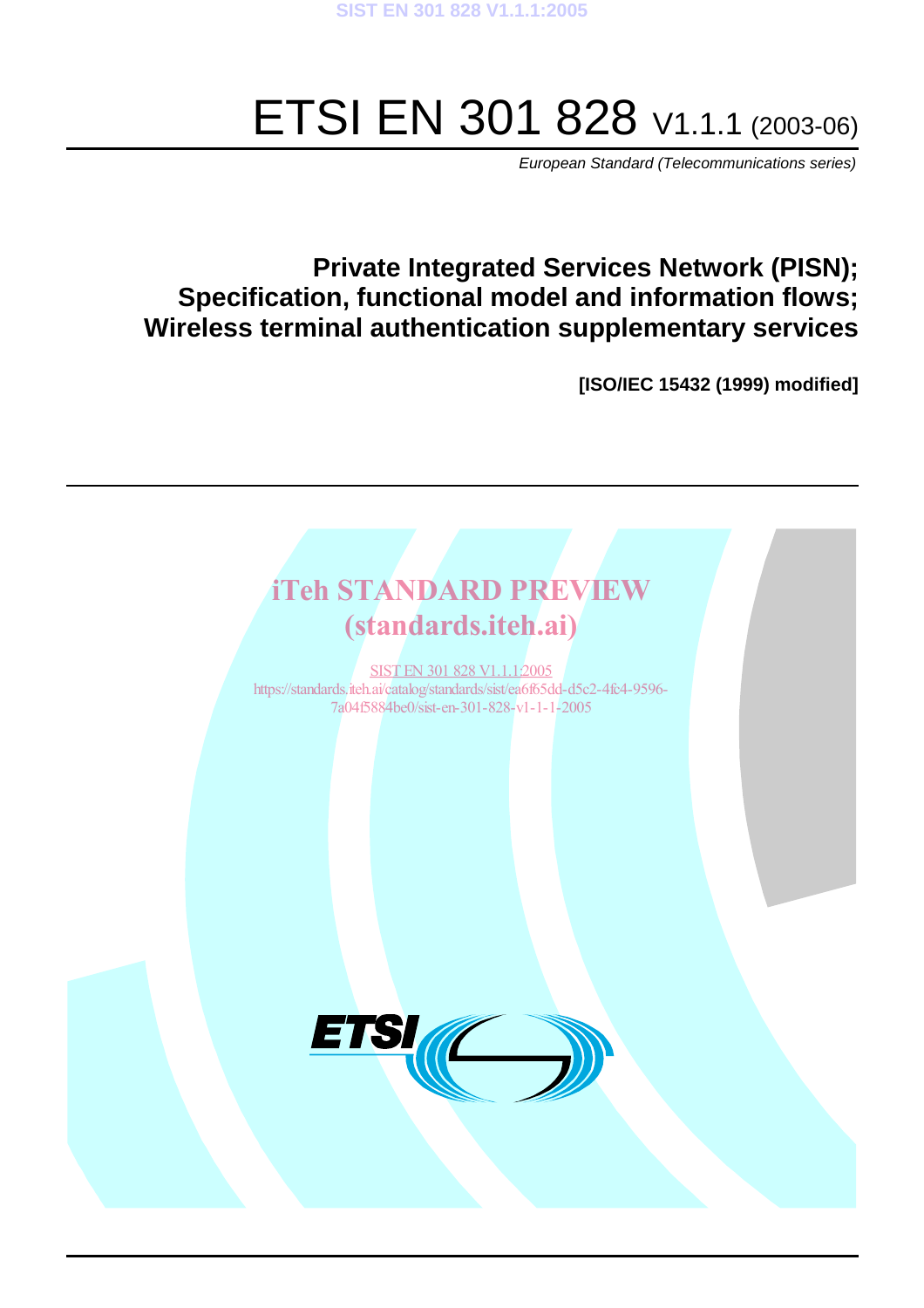# ETSI EN 301 828 V1.1.1 (2003-06)

*European Standard (Telecommunications series)*

## Private Integrated Services Network (PISN); Specification, functional model and information flows; Wireless terminal authentication supplementary services

**[ISO/IEC 15432 (1999) modified]**

iTeh STANDARD PREVIEW
(standards.iteh.ai)

SIST EN 301 828 V1.1.1:2005
https://standards.iteh.ai/catalog/standards/sist/ea6f65dd-d5c2-4fc4-9596-7a04f5884be0/sist-en-301-828-v1-1-1-2005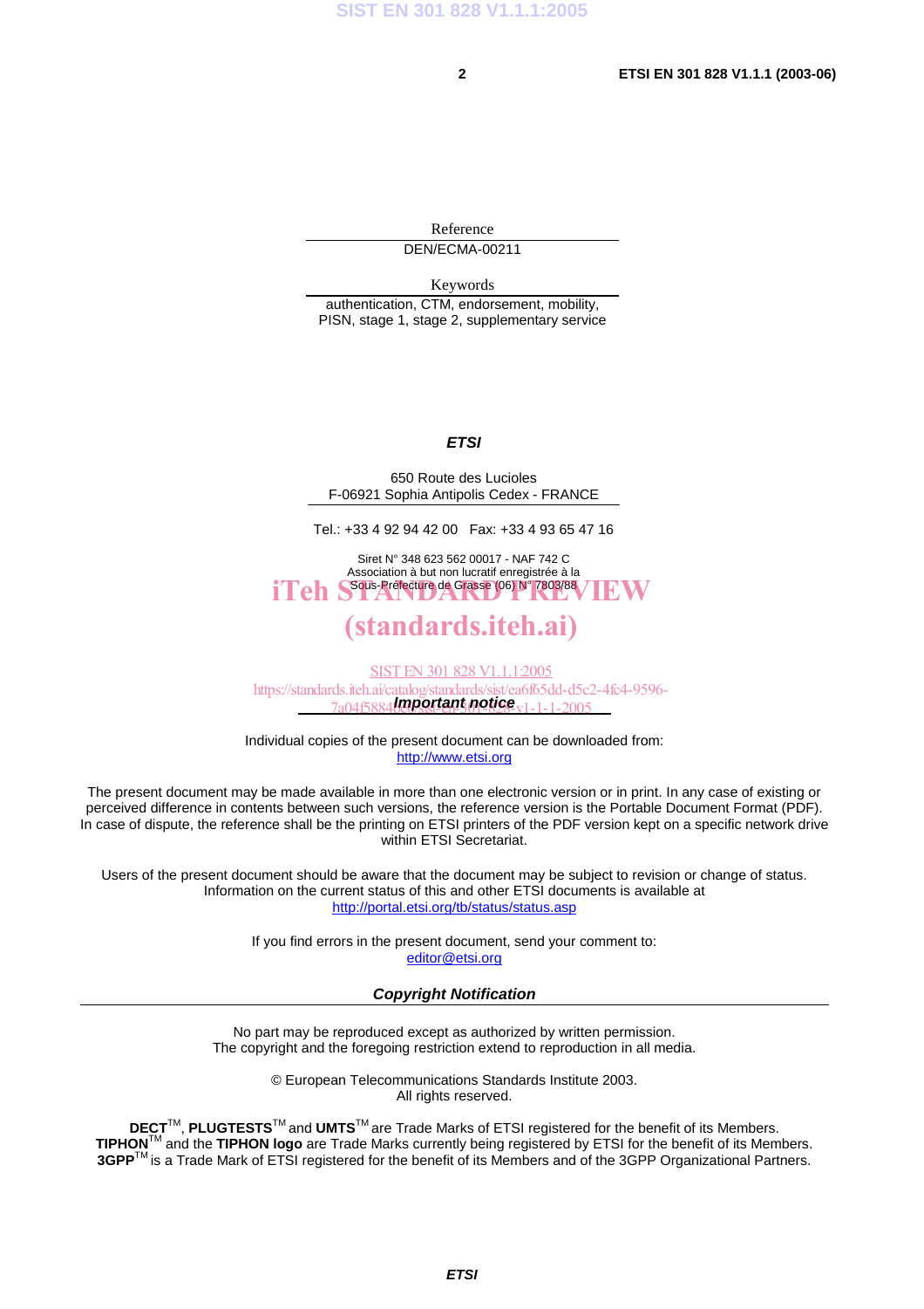Reference

DEN/ECMA-00211

Keywords

authentication, CTM, endorsement, mobility, PISN, stage 1, stage 2, supplementary service

***ETSI***

650 Route des Lucioles
F-06921 Sophia Antipolis Cedex - FRANCE

Tel.: +33 4 92 94 42 00 Fax: +33 4 93 65 47 16

Siret N° 348 623 562 00017 - NAF 742 C
Association à but non lucratif enregistrée à la
Sous-Préfecture de Grasse (06) N° 7803/88

iTeh STANDARD PREVIEW
(standards.iteh.ai)

SIST EN 301 828 V1.1.1:2005
https://standards.iteh.ai/catalog/standards/sist/ea6f65dd-d5c2-4fc4-9596-7a04f5884b8f/sist-en-301-828-v1-1-1-2005

***Important notice***

Individual copies of the present document can be downloaded from:
http://www.etsi.org

The present document may be made available in more than one electronic version or in print. In any case of existing or perceived difference in contents between such versions, the reference version is the Portable Document Format (PDF). In case of dispute, the reference shall be the printing on ETSI printers of the PDF version kept on a specific network drive within ETSI Secretariat.

Users of the present document should be aware that the document may be subject to revision or change of status. Information on the current status of this and other ETSI documents is available at
http://portal.etsi.org/tb/status/status.asp

If you find errors in the present document, send your comment to:
editor@etsi.org

***Copyright Notification***

No part may be reproduced except as authorized by written permission.
The copyright and the foregoing restriction extend to reproduction in all media.

© European Telecommunications Standards Institute 2003.
All rights reserved.

**DECT**™, **PLUGTESTS**™ and **UMTS**™ are Trade Marks of ETSI registered for the benefit of its Members.
**TIPHON**™ and the **TIPHON logo** are Trade Marks currently being registered by ETSI for the benefit of its Members.
**3GPP**™ is a Trade Mark of ETSI registered for the benefit of its Members and of the 3GPP Organizational Partners.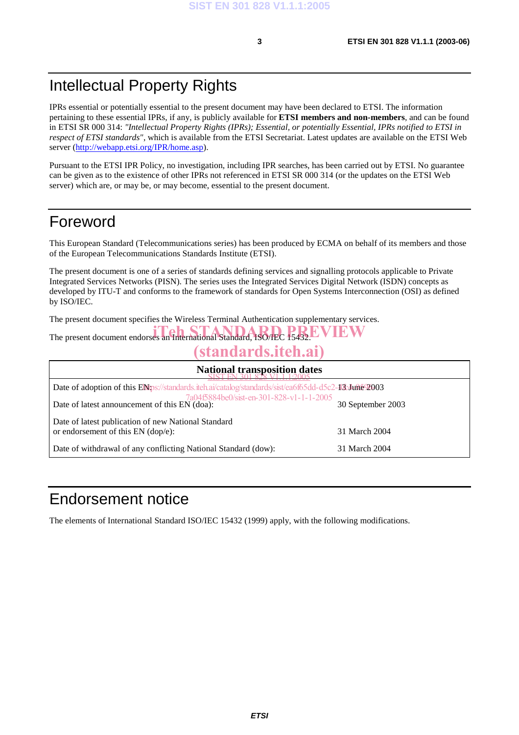# Intellectual Property Rights

IPRs essential or potentially essential to the present document may have been declared to ETSI. The information pertaining to these essential IPRs, if any, is publicly available for **ETSI members and non-members**, and can be found in ETSI SR 000 314: *"Intellectual Property Rights (IPRs); Essential, or potentially Essential, IPRs notified to ETSI in respect of ETSI standards"*, which is available from the ETSI Secretariat. Latest updates are available on the ETSI Web server (http://webapp.etsi.org/IPR/home.asp).

Pursuant to the ETSI IPR Policy, no investigation, including IPR searches, has been carried out by ETSI. No guarantee can be given as to the existence of other IPRs not referenced in ETSI SR 000 314 (or the updates on the ETSI Web server) which are, or may be, or may become, essential to the present document.

# Foreword

This European Standard (Telecommunications series) has been produced by ECMA on behalf of its members and those of the European Telecommunications Standards Institute (ETSI).

The present document is one of a series of standards defining services and signalling protocols applicable to Private Integrated Services Networks (PISN). The series uses the Integrated Services Digital Network (ISDN) concepts as developed by ITU-T and conforms to the framework of standards for Open Systems Interconnection (OSI) as defined by ISO/IEC.

The present document specifies the Wireless Terminal Authentication supplementary services.

The present document endorses an International Standard, ISO/IEC 15432.

| National transposition dates | |
|---|---|
| Date of adoption of this EN: | 13 June 2003 |
| Date of latest announcement of this EN (doa): | 30 September 2003 |
| Date of latest publication of new National Standard or endorsement of this EN (dop/e): | 31 March 2004 |
| Date of withdrawal of any conflicting National Standard (dow): | 31 March 2004 |

# Endorsement notice

The elements of International Standard ISO/IEC 15432 (1999) apply, with the following modifications.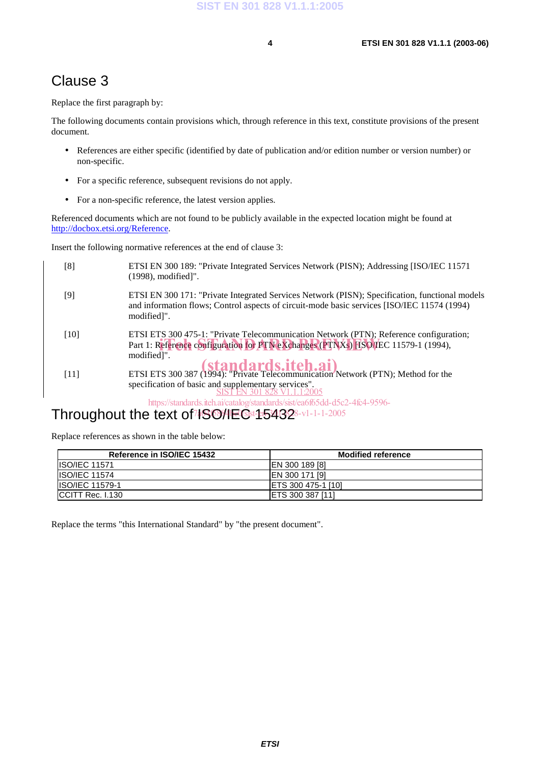# Clause 3

Replace the first paragraph by:

The following documents contain provisions which, through reference in this text, constitute provisions of the present document.

- References are either specific (identified by date of publication and/or edition number or version number) or non-specific.
- For a specific reference, subsequent revisions do not apply.
- For a non-specific reference, the latest version applies.

Referenced documents which are not found to be publicly available in the expected location might be found at http://docbox.etsi.org/Reference.

Insert the following normative references at the end of clause 3:

[8] ETSI EN 300 189: "Private Integrated Services Network (PISN); Addressing [ISO/IEC 11571 (1998), modified]".

[9] ETSI EN 300 171: "Private Integrated Services Network (PISN); Specification, functional models and information flows; Control aspects of circuit-mode basic services [ISO/IEC 11574 (1994) modified]".

[10] ETSI ETS 300 475-1: "Private Telecommunication Network (PTN); Reference configuration; Part 1: Reference configuration for PTN eXchanges (PTNXs) [ISO/IEC 11579-1 (1994), modified]".

[11] ETSI ETS 300 387 (1994): "Private Telecommunication Network (PTN); Method for the specification of basic and supplementary services".

# Throughout the text of ISO/IEC 15432

Replace references as shown in the table below:

| Reference in ISO/IEC 15432 | Modified reference |
|---|---|
| ISO/IEC 11571 | EN 300 189 [8] |
| ISO/IEC 11574 | EN 300 171 [9] |
| ISO/IEC 11579-1 | ETS 300 475-1 [10] |
| CCITT Rec. I.130 | ETS 300 387 [11] |

Replace the terms "this International Standard" by "the present document".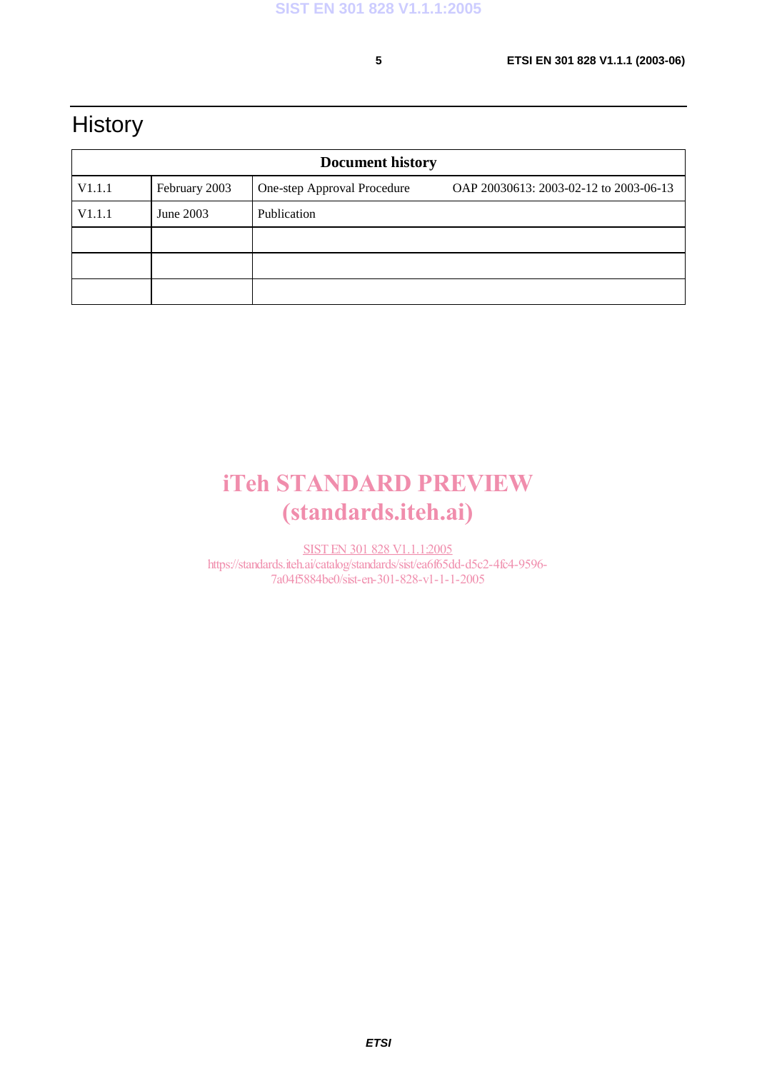# History

| Document history | | | |
|---|---|---|---|
| V1.1.1 | February 2003 | One-step Approval Procedure | OAP 20030613: 2003-02-12 to 2003-06-13 |
| V1.1.1 | June 2003 | Publication | |
| | | | |
| | | | |
| | | | |